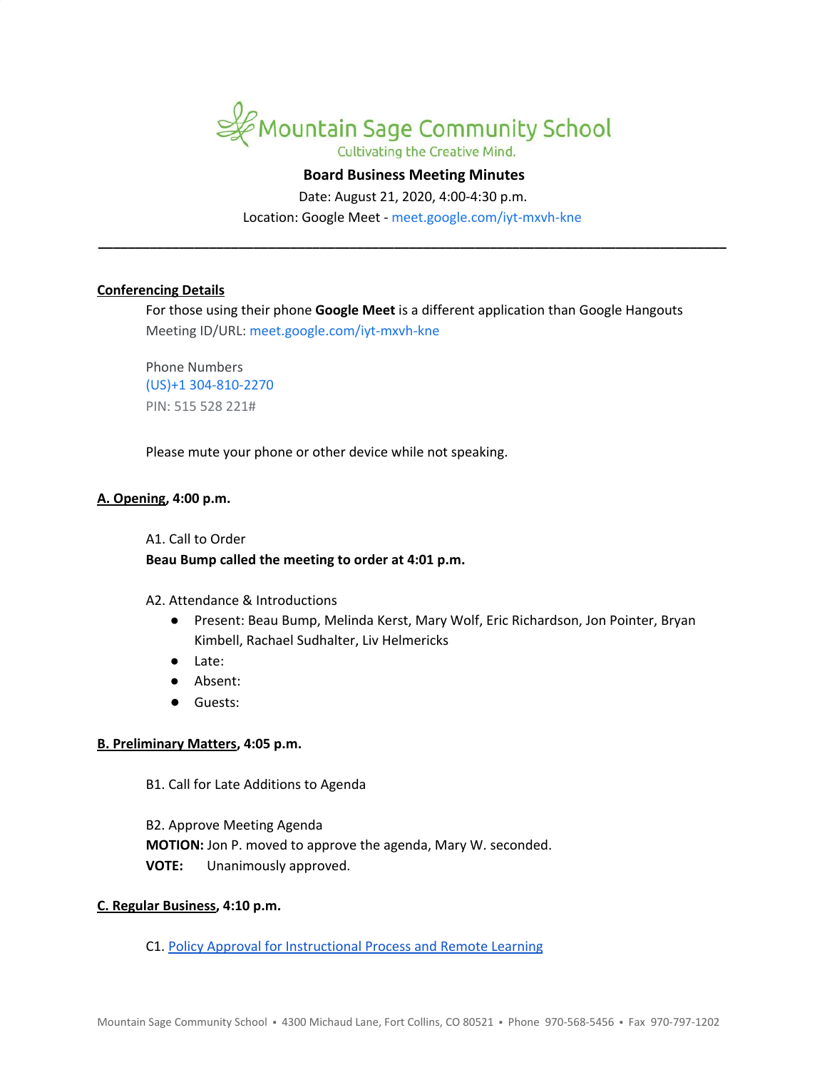# Mountain Sage Community School

Cultivating the Creative Mind.

**Board Business Meeting Minutes**

Date: August 21, 2020, 4:00-4:30 p.m.

Location: Google Meet - meet.google.com/iyt-mxvh-kne

---

**Conferencing Details**

For those using their phone **Google Meet** is a different application than Google Hangouts

Meeting ID/URL: meet.google.com/iyt-mxvh-kne

Phone Numbers

(US)+1 304-810-2270

PIN: 515 528 221#

Please mute your phone or other device while not speaking.

**A. Opening, 4:00 p.m.**

A1. Call to Order

**Beau Bump called the meeting to order at 4:01 p.m.**

A2. Attendance & Introductions

- Present: Beau Bump, Melinda Kerst, Mary Wolf, Eric Richardson, Jon Pointer, Bryan Kimbell, Rachael Sudhalter, Liv Helmericks
- Late:
- Absent:
- Guests:

**B. Preliminary Matters, 4:05 p.m.**

B1. Call for Late Additions to Agenda

B2. Approve Meeting Agenda

**MOTION:** Jon P. moved to approve the agenda, Mary W. seconded.

**VOTE:** Unanimously approved.

**C. Regular Business, 4:10 p.m.**

C1. Policy Approval for Instructional Process and Remote Learning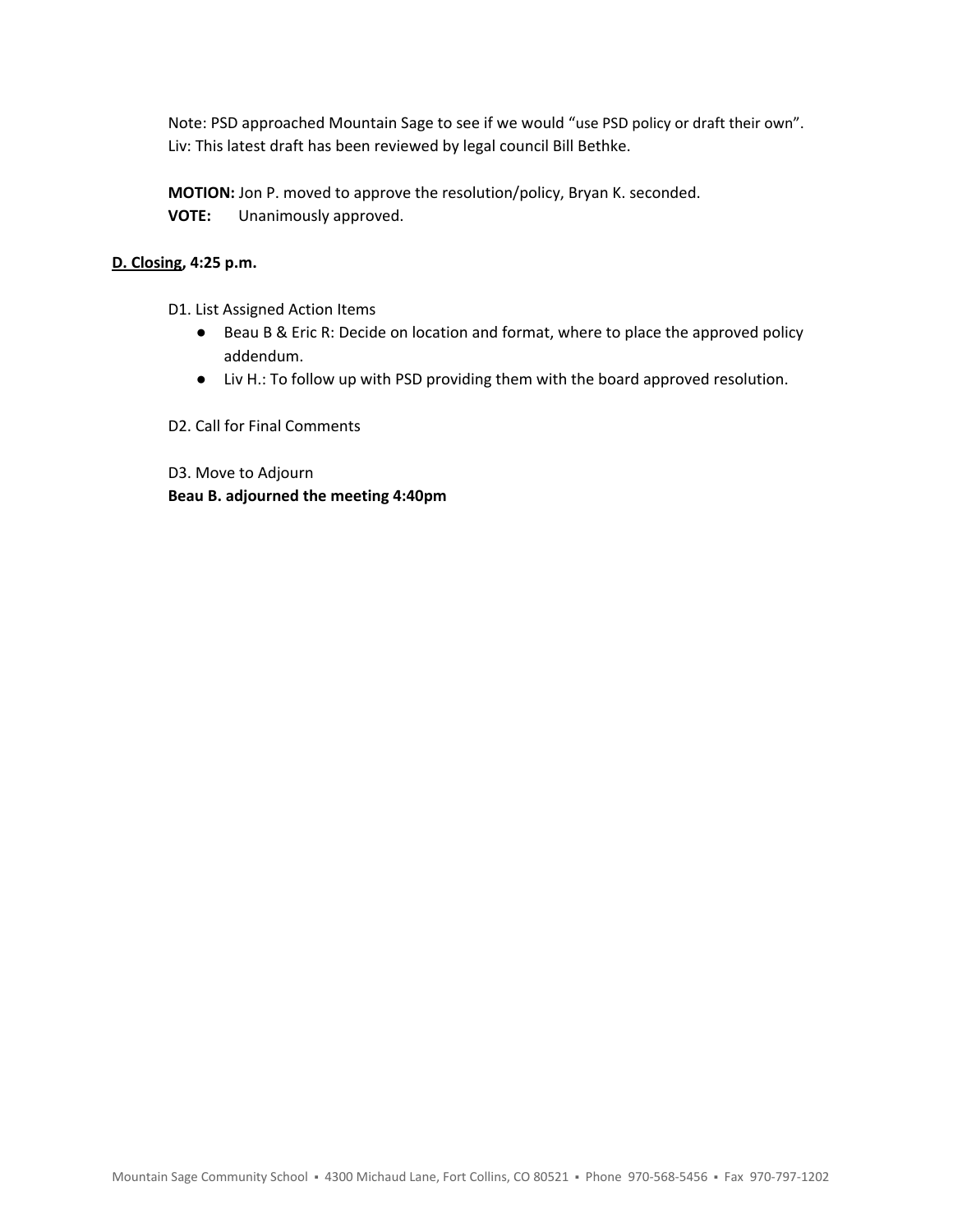Note: PSD approached Mountain Sage to see if we would "use PSD policy or draft their own".
Liv: This latest draft has been reviewed by legal council Bill Bethke.

**MOTION:** Jon P. moved to approve the resolution/policy, Bryan K. seconded.
**VOTE:** Unanimously approved.

**D. Closing, 4:25 p.m.**

D1. List Assigned Action Items

- Beau B & Eric R: Decide on location and format, where to place the approved policy addendum.
- Liv H.: To follow up with PSD providing them with the board approved resolution.

D2. Call for Final Comments

D3. Move to Adjourn
**Beau B. adjourned the meeting 4:40pm**